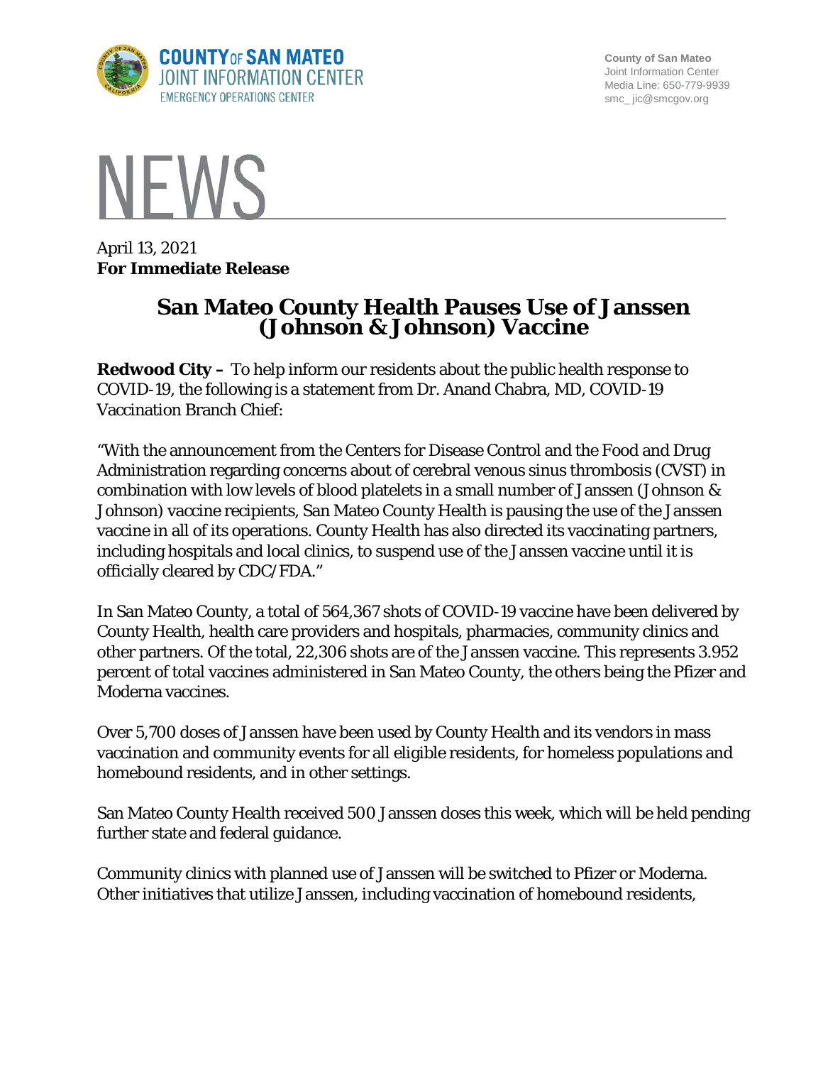COUNTY OF SAN MATEO
JOINT INFORMATION CENTER
EMERGENCY OPERATIONS CENTER

County of San Mateo
Joint Information Center
Media Line: 650-779-9939
smc_jic@smcgov.org

# NEWS

April 13, 2021
**For Immediate Release**

## San Mateo County Health Pauses Use of Janssen (Johnson & Johnson) Vaccine

**Redwood City –** To help inform our residents about the public health response to COVID-19, the following is a statement from Dr. Anand Chabra, MD, COVID-19 Vaccination Branch Chief:

"With the announcement from the Centers for Disease Control and the Food and Drug Administration regarding concerns about of cerebral venous sinus thrombosis (CVST) in combination with low levels of blood platelets in a small number of Janssen (Johnson & Johnson) vaccine recipients, San Mateo County Health is pausing the use of the Janssen vaccine in all of its operations. County Health has also directed its vaccinating partners, including hospitals and local clinics, to suspend use of the Janssen vaccine until it is officially cleared by CDC/FDA."

In San Mateo County, a total of 564,367 shots of COVID-19 vaccine have been delivered by County Health, health care providers and hospitals, pharmacies, community clinics and other partners. Of the total, 22,306 shots are of the Janssen vaccine. This represents 3.952 percent of total vaccines administered in San Mateo County, the others being the Pfizer and Moderna vaccines.

Over 5,700 doses of Janssen have been used by County Health and its vendors in mass vaccination and community events for all eligible residents, for homeless populations and homebound residents, and in other settings.

San Mateo County Health received 500 Janssen doses this week, which will be held pending further state and federal guidance.

Community clinics with planned use of Janssen will be switched to Pfizer or Moderna. Other initiatives that utilize Janssen, including vaccination of homebound residents,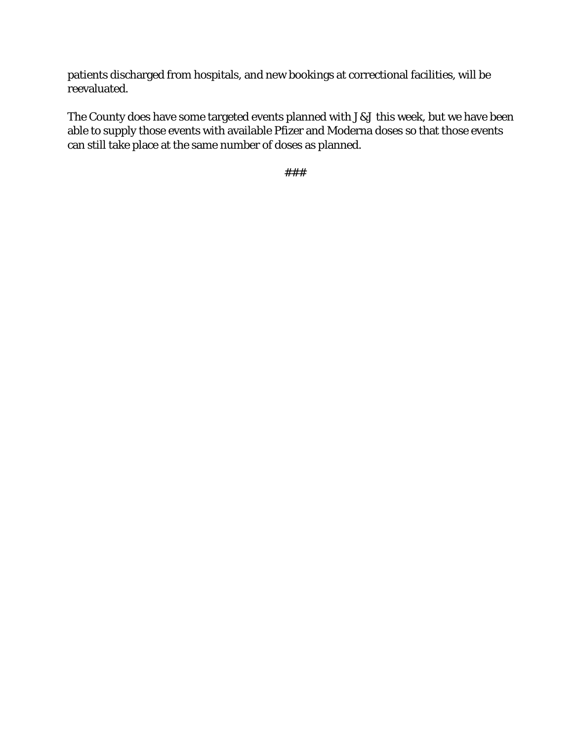patients discharged from hospitals, and new bookings at correctional facilities, will be reevaluated.

The County does have some targeted events planned with J&J this week, but we have been able to supply those events with available Pfizer and Moderna doses so that those events can still take place at the same number of doses as planned.

###